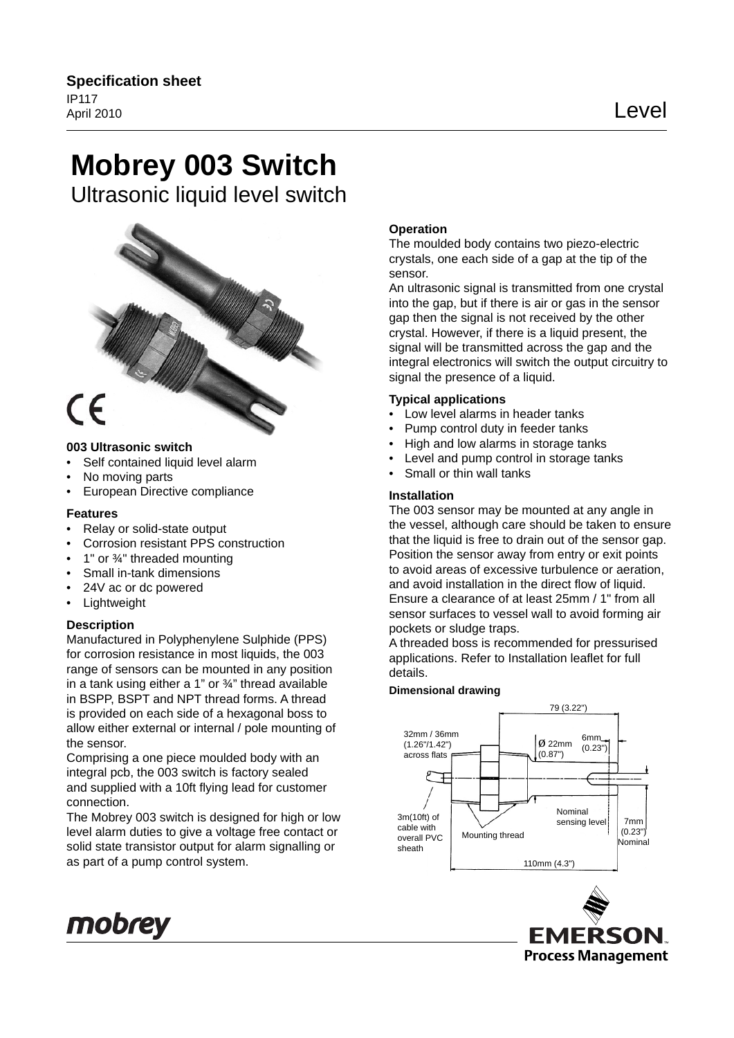**Specification sheet**
IP117
April 2010

Level

# Mobrey 003 Switch

## Ultrasonic liquid level switch

**003 Ultrasonic switch**

- Self contained liquid level alarm
- No moving parts
- European Directive compliance

**Features**

- Relay or solid-state output
- Corrosion resistant PPS construction
- 1" or ¾" threaded mounting
- Small in-tank dimensions
- 24V ac or dc powered
- Lightweight

**Description**

Manufactured in Polyphenylene Sulphide (PPS) for corrosion resistance in most liquids, the 003 range of sensors can be mounted in any position in a tank using either a 1" or ¾" thread available in BSPP, BSPT and NPT thread forms. A thread is provided on each side of a hexagonal boss to allow either external or internal / pole mounting of the sensor.

Comprising a one piece moulded body with an integral pcb, the 003 switch is factory sealed and supplied with a 10ft flying lead for customer connection.

The Mobrey 003 switch is designed for high or low level alarm duties to give a voltage free contact or solid state transistor output for alarm signalling or as part of a pump control system.

**Operation**

The moulded body contains two piezo-electric crystals, one each side of a gap at the tip of the sensor.

An ultrasonic signal is transmitted from one crystal into the gap, but if there is air or gas in the sensor gap then the signal is not received by the other crystal. However, if there is a liquid present, the signal will be transmitted across the gap and the integral electronics will switch the output circuitry to signal the presence of a liquid.

**Typical applications**

- Low level alarms in header tanks
- Pump control duty in feeder tanks
- High and low alarms in storage tanks
- Level and pump control in storage tanks
- Small or thin wall tanks

**Installation**

The 003 sensor may be mounted at any angle in the vessel, although care should be taken to ensure that the liquid is free to drain out of the sensor gap. Position the sensor away from entry or exit points to avoid areas of excessive turbulence or aeration, and avoid installation in the direct flow of liquid. Ensure a clearance of at least 25mm / 1" from all sensor surfaces to vessel wall to avoid forming air pockets or sludge traps.

A threaded boss is recommended for pressurised applications. Refer to Installation leaflet for full details.

**Dimensional drawing**

79 (3.22")
32mm / 36mm (1.26"/1.42") across flats
Ø 22mm (0.87")
6mm (0.23")
3m(10ft) of cable with overall PVC sheath
Mounting thread
Nominal sensing level
7mm (0.23") Nominal
110mm (4.3")

mobrey

EMERSON. Process Management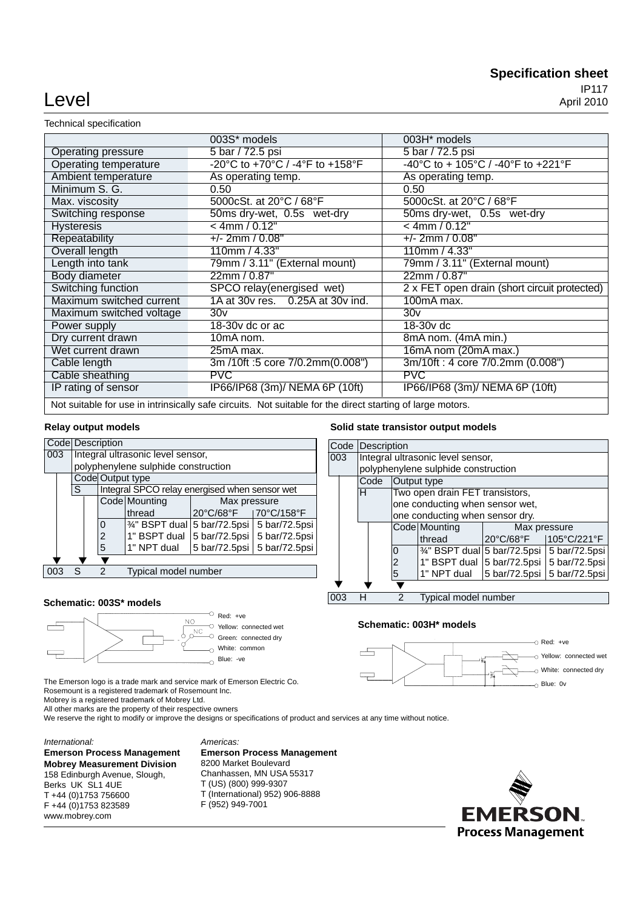**Specification sheet**

IP117
April 2010

# Level

Technical specification

| | 003S* models | 003H* models |
|---|---|---|
| Operating pressure | 5 bar / 72.5 psi | 5 bar / 72.5 psi |
| Operating temperature | -20°C to +70°C / -4°F to +158°F | -40°C to + 105°C / -40°F to +221°F |
| Ambient temperature | As operating temp. | As operating temp. |
| Minimum S. G. | 0.50 | 0.50 |
| Max. viscosity | 5000cSt. at 20°C / 68°F | 5000cSt. at 20°C / 68°F |
| Switching response | 50ms dry-wet, 0.5s wet-dry | 50ms dry-wet, 0.5s wet-dry |
| Hysteresis | < 4mm / 0.12" | < 4mm / 0.12" |
| Repeatability | +/- 2mm / 0.08" | +/- 2mm / 0.08" |
| Overall length | 110mm / 4.33" | 110mm / 4.33" |
| Length into tank | 79mm / 3.11" (External mount) | 79mm / 3.11" (External mount) |
| Body diameter | 22mm / 0.87" | 22mm / 0.87" |
| Switching function | SPCO relay(energised wet) | 2 x FET open drain (short circuit protected) |
| Maximum switched current | 1A at 30v res. 0.25A at 30v ind. | 100mA max. |
| Maximum switched voltage | 30v | 30v |
| Power supply | 18-30v dc or ac | 18-30v dc |
| Dry current drawn | 10mA nom. | 8mA nom. (4mA min.) |
| Wet current drawn | 25mA max. | 16mA nom (20mA max.) |
| Cable length | 3m /10ft :5 core 7/0.2mm(0.008") | 3m/10ft : 4 core 7/0.2mm (0.008") |
| Cable sheathing | PVC | PVC |
| IP rating of sensor | IP66/IP68 (3m)/ NEMA 6P (10ft) | IP66/IP68 (3m)/ NEMA 6P (10ft) |

Not suitable for use in intrinsically safe circuits. Not suitable for the direct starting of large motors.

### Relay output models

| Code | Description | | | | |
|---|---|---|---|---|---|
| 003 | Integral ultrasonic level sensor, polyphenylene sulphide construction | | | | |
| | Code | Output type | | | |
| | S | Integral SPCO relay energised when sensor wet | | | |
| | | Code | Mounting thread | Max pressure 20°C/68°F | Max pressure 70°C/158°F |
| | | 0 | ¾" BSPT dual | 5 bar/72.5psi | 5 bar/72.5psi |
| | | 2 | 1" BSPT dual | 5 bar/72.5psi | 5 bar/72.5psi |
| | | 5 | 1" NPT dual | 5 bar/72.5psi | 5 bar/72.5psi |
| 003 | S | 2 | Typical model number | | |

### Schematic: 003S* models

Red: +ve
Yellow: connected wet
Green: connected dry
White: common
Blue: -ve

NO
NC

### Solid state transistor output models

| Code | Description | | | | |
|---|---|---|---|---|---|
| 003 | Integral ultrasonic level sensor, polyphenylene sulphide construction | | | | |
| | Code | Output type | | | |
| | H | Two open drain FET transistors, one conducting when sensor wet, one conducting when sensor dry. | | | |
| | | Code | Mounting thread | Max pressure 20°C/68°F | Max pressure 105°C/221°F |
| | | 0 | ¾" BSPT dual | 5 bar/72.5psi | 5 bar/72.5psi |
| | | 2 | 1" BSPT dual | 5 bar/72.5psi | 5 bar/72.5psi |
| | | 5 | 1" NPT dual | 5 bar/72.5psi | 5 bar/72.5psi |
| 003 | H | 2 | Typical model number | | |

### Schematic: 003H* models

Red: +ve
Yellow: connected wet
White: connected dry
Blue: 0v

The Emerson logo is a trade mark and service mark of Emerson Electric Co.
Rosemount is a registered trademark of Rosemount Inc.
Mobrey is a registered trademark of Mobrey Ltd.
All other marks are the property of their respective owners
We reserve the right to modify or improve the designs or specifications of product and services at any time without notice.

*International:*
**Emerson Process Management**
**Mobrey Measurement Division**
158 Edinburgh Avenue, Slough,
Berks UK SL1 4UE
T +44 (0)1753 756600
F +44 (0)1753 823589
www.mobrey.com

*Americas:*
**Emerson Process Management**
8200 Market Boulevard
Chanhassen, MN USA 55317
T (US) (800) 999-9307
T (International) 952) 906-8888
F (952) 949-7001

EMERSON. Process Management